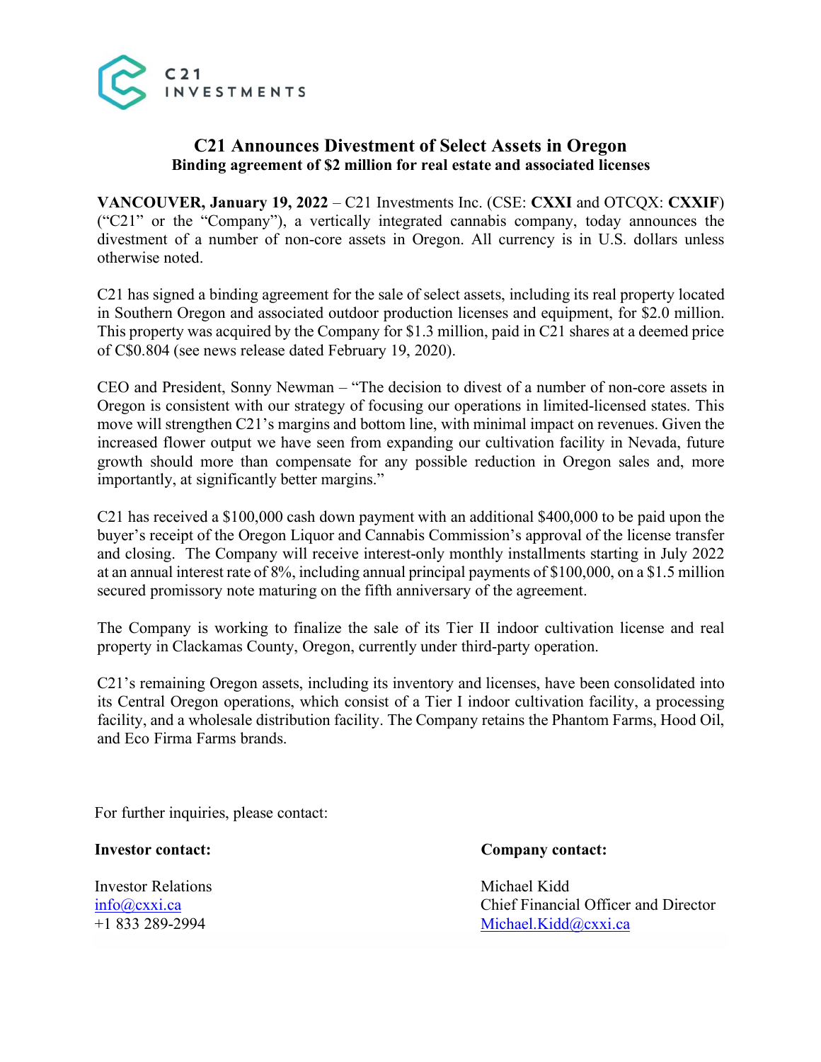# C21 Announces Divestment of Select Assets in Oregon

**Binding agreement of $2 million for real estate and associated licenses**

**VANCOUVER, January 19, 2022** – C21 Investments Inc. (CSE: **CXXI** and OTCQX: **CXXIF**) ("C21" or the "Company"), a vertically integrated cannabis company, today announces the divestment of a number of non-core assets in Oregon. All currency is in U.S. dollars unless otherwise noted.

C21 has signed a binding agreement for the sale of select assets, including its real property located in Southern Oregon and associated outdoor production licenses and equipment, for $2.0 million. This property was acquired by the Company for $1.3 million, paid in C21 shares at a deemed price of C$0.804 (see news release dated February 19, 2020).

CEO and President, Sonny Newman – "The decision to divest of a number of non-core assets in Oregon is consistent with our strategy of focusing our operations in limited-licensed states. This move will strengthen C21's margins and bottom line, with minimal impact on revenues. Given the increased flower output we have seen from expanding our cultivation facility in Nevada, future growth should more than compensate for any possible reduction in Oregon sales and, more importantly, at significantly better margins."

C21 has received a $100,000 cash down payment with an additional $400,000 to be paid upon the buyer's receipt of the Oregon Liquor and Cannabis Commission's approval of the license transfer and closing. The Company will receive interest-only monthly installments starting in July 2022 at an annual interest rate of 8%, including annual principal payments of $100,000, on a $1.5 million secured promissory note maturing on the fifth anniversary of the agreement.

The Company is working to finalize the sale of its Tier II indoor cultivation license and real property in Clackamas County, Oregon, currently under third-party operation.

C21's remaining Oregon assets, including its inventory and licenses, have been consolidated into its Central Oregon operations, which consist of a Tier I indoor cultivation facility, a processing facility, and a wholesale distribution facility. The Company retains the Phantom Farms, Hood Oil, and Eco Firma Farms brands.

For further inquiries, please contact:

**Investor contact:**

Investor Relations
info@cxxi.ca
+1 833 289-2994

**Company contact:**

Michael Kidd
Chief Financial Officer and Director
Michael.Kidd@cxxi.ca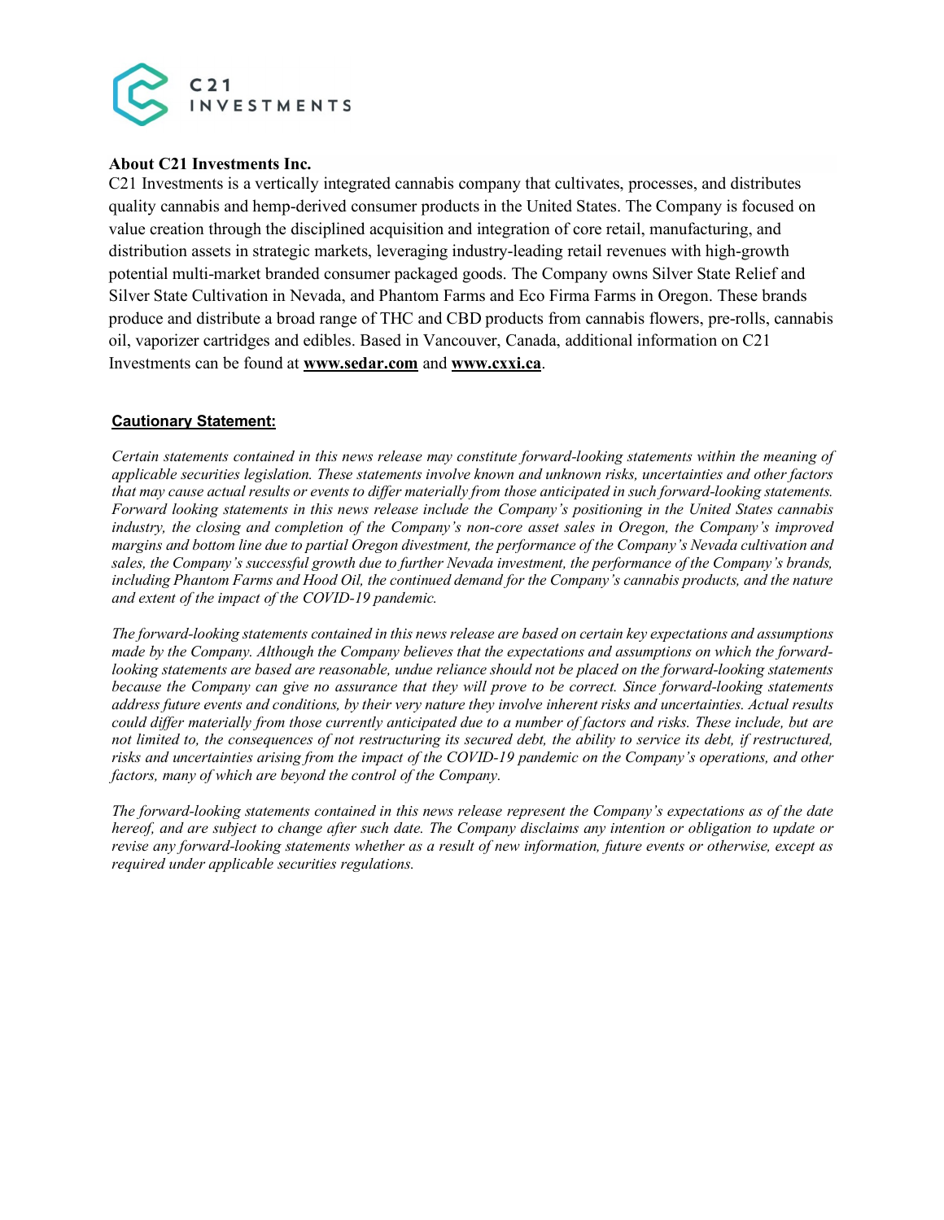**About C21 Investments Inc.**

C21 Investments is a vertically integrated cannabis company that cultivates, processes, and distributes quality cannabis and hemp-derived consumer products in the United States. The Company is focused on value creation through the disciplined acquisition and integration of core retail, manufacturing, and distribution assets in strategic markets, leveraging industry-leading retail revenues with high-growth potential multi-market branded consumer packaged goods. The Company owns Silver State Relief and Silver State Cultivation in Nevada, and Phantom Farms and Eco Firma Farms in Oregon. These brands produce and distribute a broad range of THC and CBD products from cannabis flowers, pre-rolls, cannabis oil, vaporizer cartridges and edibles. Based in Vancouver, Canada, additional information on C21 Investments can be found at **www.sedar.com** and **www.cxxi.ca**.

**Cautionary Statement:**

*Certain statements contained in this news release may constitute forward-looking statements within the meaning of applicable securities legislation. These statements involve known and unknown risks, uncertainties and other factors that may cause actual results or events to differ materially from those anticipated in such forward-looking statements. Forward looking statements in this news release include the Company's positioning in the United States cannabis industry, the closing and completion of the Company's non-core asset sales in Oregon, the Company's improved margins and bottom line due to partial Oregon divestment, the performance of the Company's Nevada cultivation and sales, the Company's successful growth due to further Nevada investment, the performance of the Company's brands, including Phantom Farms and Hood Oil, the continued demand for the Company's cannabis products, and the nature and extent of the impact of the COVID-19 pandemic.*

*The forward-looking statements contained in this news release are based on certain key expectations and assumptions made by the Company. Although the Company believes that the expectations and assumptions on which the forward-looking statements are based are reasonable, undue reliance should not be placed on the forward-looking statements because the Company can give no assurance that they will prove to be correct. Since forward-looking statements address future events and conditions, by their very nature they involve inherent risks and uncertainties. Actual results could differ materially from those currently anticipated due to a number of factors and risks. These include, but are not limited to, the consequences of not restructuring its secured debt, the ability to service its debt, if restructured, risks and uncertainties arising from the impact of the COVID-19 pandemic on the Company's operations, and other factors, many of which are beyond the control of the Company.*

*The forward-looking statements contained in this news release represent the Company's expectations as of the date hereof, and are subject to change after such date. The Company disclaims any intention or obligation to update or revise any forward-looking statements whether as a result of new information, future events or otherwise, except as required under applicable securities regulations.*